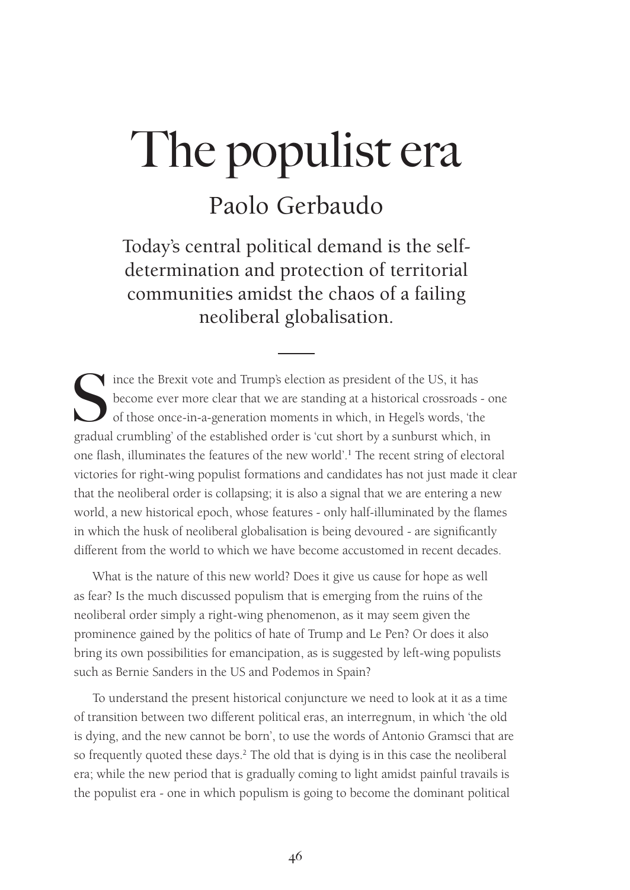# The populist era

## Paolo Gerbaudo

### Today's central political demand is the self-determination and protection of territorial communities amidst the chaos of a failing neoliberal globalisation.

---

Since the Brexit vote and Trump's election as president of the US, it has become ever more clear that we are standing at a historical crossroads - one of those once-in-a-generation moments in which, in Hegel's words, 'the gradual crumbling' of the established order is 'cut short by a sunburst which, in one flash, illuminates the features of the new world'.[1] The recent string of electoral victories for right-wing populist formations and candidates has not just made it clear that the neoliberal order is collapsing; it is also a signal that we are entering a new world, a new historical epoch, whose features - only half-illuminated by the flames in which the husk of neoliberal globalisation is being devoured - are significantly different from the world to which we have become accustomed in recent decades.

What is the nature of this new world? Does it give us cause for hope as well as fear? Is the much discussed populism that is emerging from the ruins of the neoliberal order simply a right-wing phenomenon, as it may seem given the prominence gained by the politics of hate of Trump and Le Pen? Or does it also bring its own possibilities for emancipation, as is suggested by left-wing populists such as Bernie Sanders in the US and Podemos in Spain?

To understand the present historical conjuncture we need to look at it as a time of transition between two different political eras, an interregnum, in which 'the old is dying, and the new cannot be born', to use the words of Antonio Gramsci that are so frequently quoted these days.[2] The old that is dying is in this case the neoliberal era; while the new period that is gradually coming to light amidst painful travails is the populist era - one in which populism is going to become the dominant political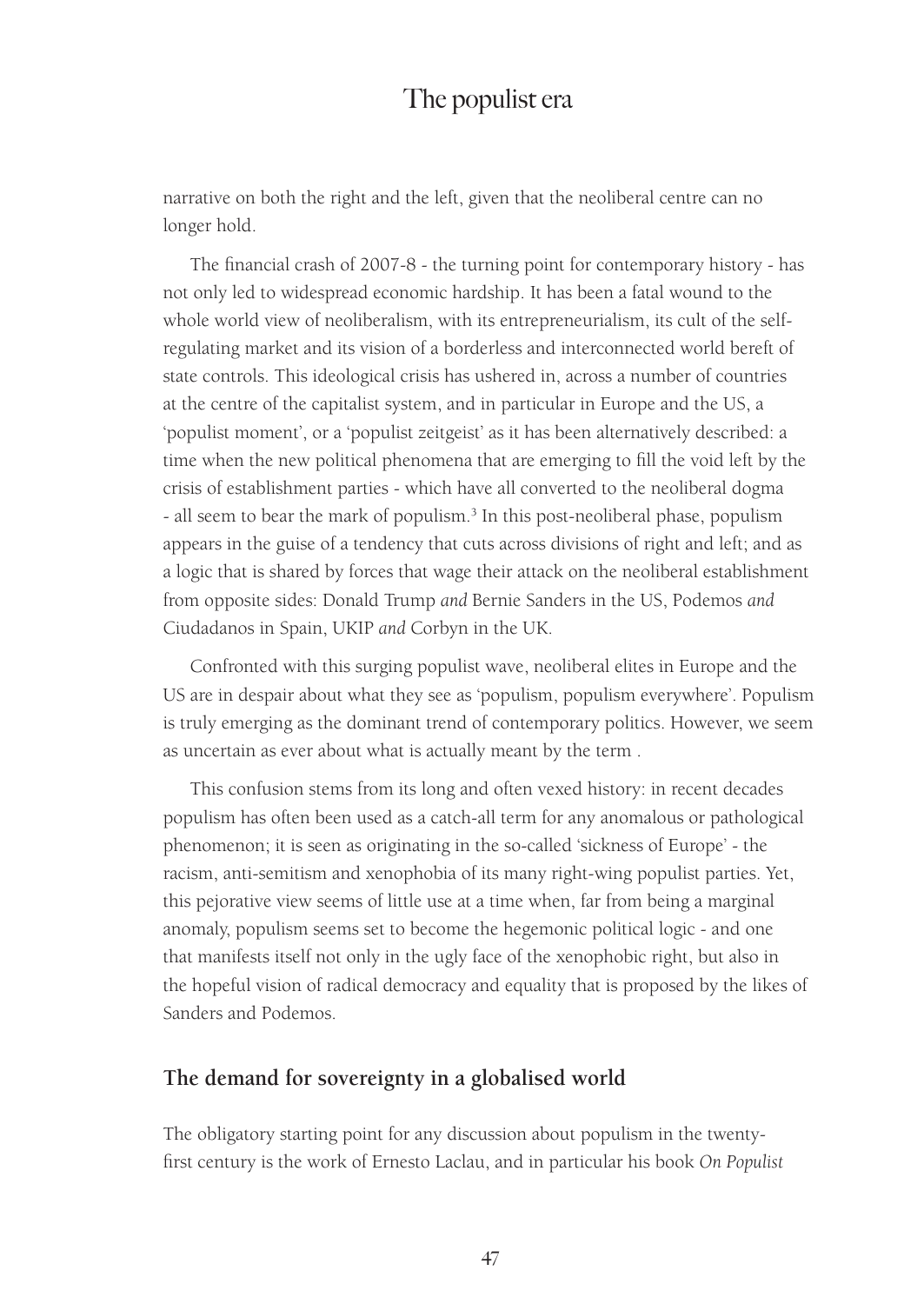narrative on both the right and the left, given that the neoliberal centre can no longer hold.

The financial crash of 2007-8 - the turning point for contemporary history - has not only led to widespread economic hardship. It has been a fatal wound to the whole world view of neoliberalism, with its entrepreneurialism, its cult of the self-regulating market and its vision of a borderless and interconnected world bereft of state controls. This ideological crisis has ushered in, across a number of countries at the centre of the capitalist system, and in particular in Europe and the US, a 'populist moment', or a 'populist zeitgeist' as it has been alternatively described: a time when the new political phenomena that are emerging to fill the void left by the crisis of establishment parties - which have all converted to the neoliberal dogma - all seem to bear the mark of populism.[3] In this post-neoliberal phase, populism appears in the guise of a tendency that cuts across divisions of right and left; and as a logic that is shared by forces that wage their attack on the neoliberal establishment from opposite sides: Donald Trump *and* Bernie Sanders in the US, Podemos *and* Ciudadanos in Spain, UKIP *and* Corbyn in the UK.

Confronted with this surging populist wave, neoliberal elites in Europe and the US are in despair about what they see as 'populism, populism everywhere'. Populism is truly emerging as the dominant trend of contemporary politics. However, we seem as uncertain as ever about what is actually meant by the term .

This confusion stems from its long and often vexed history: in recent decades populism has often been used as a catch-all term for any anomalous or pathological phenomenon; it is seen as originating in the so-called 'sickness of Europe' - the racism, anti-semitism and xenophobia of its many right-wing populist parties. Yet, this pejorative view seems of little use at a time when, far from being a marginal anomaly, populism seems set to become the hegemonic political logic - and one that manifests itself not only in the ugly face of the xenophobic right, but also in the hopeful vision of radical democracy and equality that is proposed by the likes of Sanders and Podemos.

## The demand for sovereignty in a globalised world

The obligatory starting point for any discussion about populism in the twenty-first century is the work of Ernesto Laclau, and in particular his book *On Populist*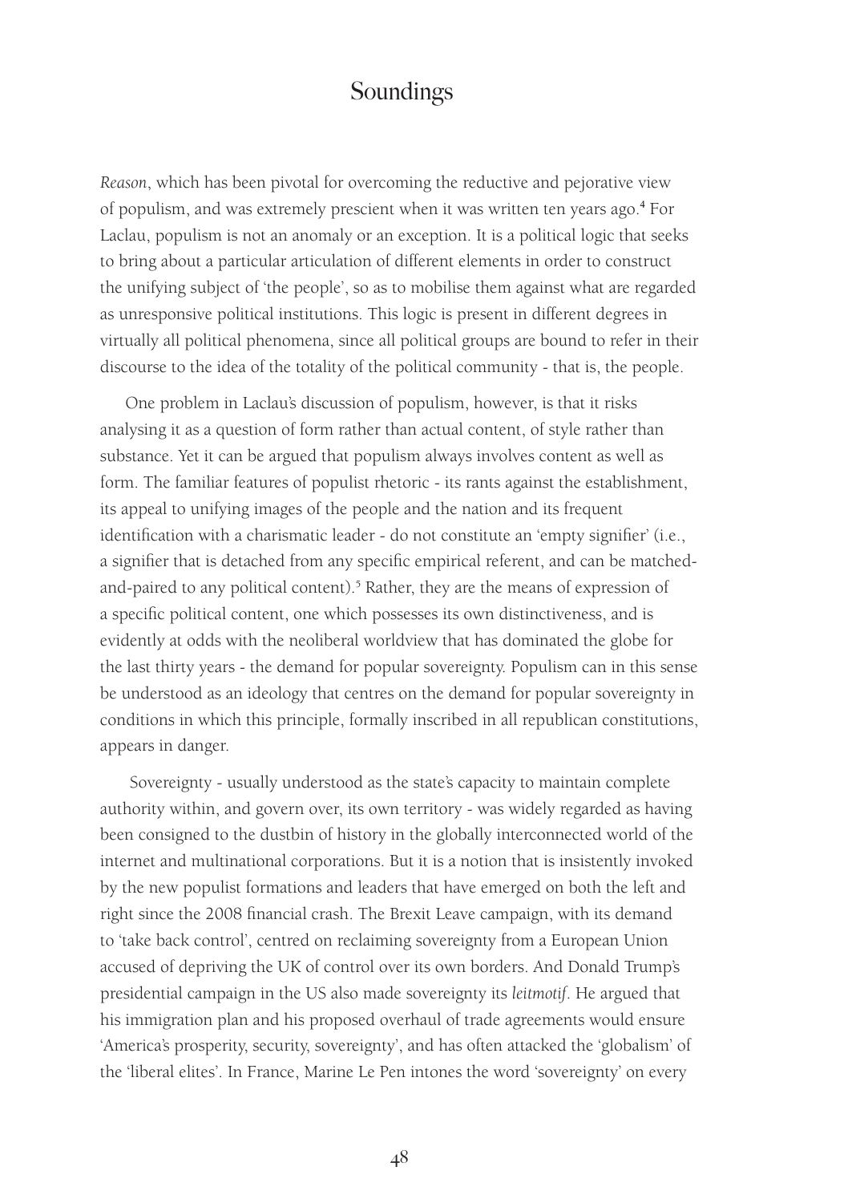*Reason*, which has been pivotal for overcoming the reductive and pejorative view of populism, and was extremely prescient when it was written ten years ago.[4] For Laclau, populism is not an anomaly or an exception. It is a political logic that seeks to bring about a particular articulation of different elements in order to construct the unifying subject of 'the people', so as to mobilise them against what are regarded as unresponsive political institutions. This logic is present in different degrees in virtually all political phenomena, since all political groups are bound to refer in their discourse to the idea of the totality of the political community - that is, the people.

One problem in Laclau's discussion of populism, however, is that it risks analysing it as a question of form rather than actual content, of style rather than substance. Yet it can be argued that populism always involves content as well as form. The familiar features of populist rhetoric - its rants against the establishment, its appeal to unifying images of the people and the nation and its frequent identification with a charismatic leader - do not constitute an 'empty signifier' (i.e., a signifier that is detached from any specific empirical referent, and can be matched-and-paired to any political content).[5] Rather, they are the means of expression of a specific political content, one which possesses its own distinctiveness, and is evidently at odds with the neoliberal worldview that has dominated the globe for the last thirty years - the demand for popular sovereignty. Populism can in this sense be understood as an ideology that centres on the demand for popular sovereignty in conditions in which this principle, formally inscribed in all republican constitutions, appears in danger.

Sovereignty - usually understood as the state's capacity to maintain complete authority within, and govern over, its own territory - was widely regarded as having been consigned to the dustbin of history in the globally interconnected world of the internet and multinational corporations. But it is a notion that is insistently invoked by the new populist formations and leaders that have emerged on both the left and right since the 2008 financial crash. The Brexit Leave campaign, with its demand to 'take back control', centred on reclaiming sovereignty from a European Union accused of depriving the UK of control over its own borders. And Donald Trump's presidential campaign in the US also made sovereignty its *leitmotif*. He argued that his immigration plan and his proposed overhaul of trade agreements would ensure 'America's prosperity, security, sovereignty', and has often attacked the 'globalism' of the 'liberal elites'. In France, Marine Le Pen intones the word 'sovereignty' on every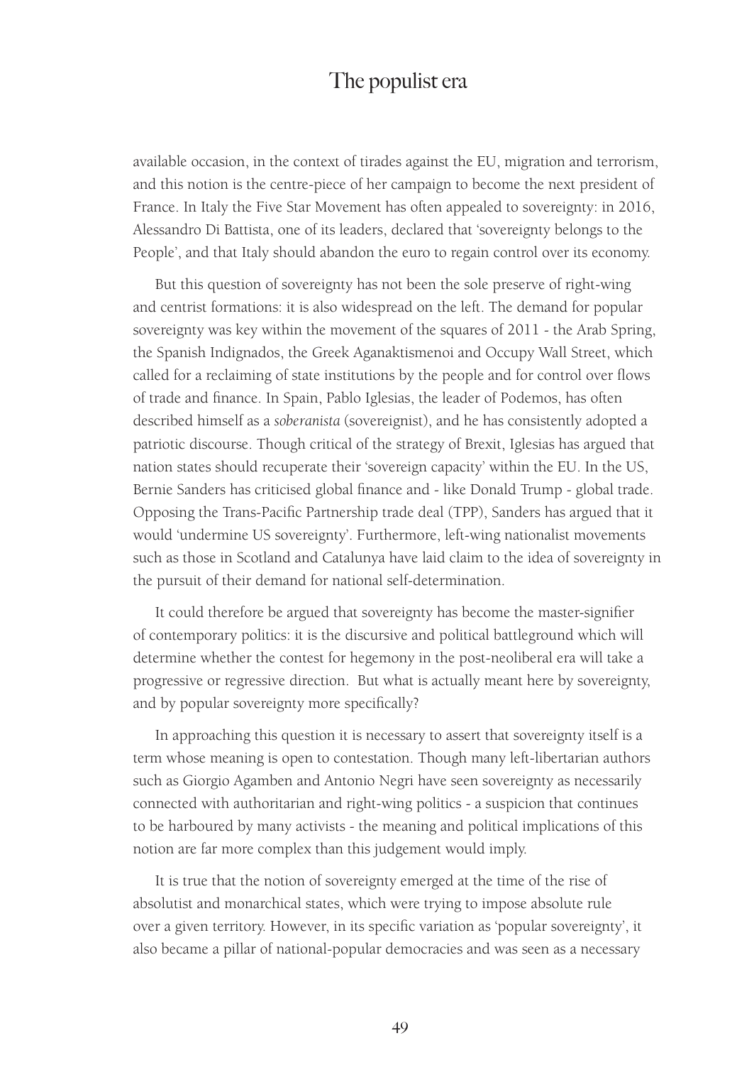available occasion, in the context of tirades against the EU, migration and terrorism, and this notion is the centre-piece of her campaign to become the next president of France. In Italy the Five Star Movement has often appealed to sovereignty: in 2016, Alessandro Di Battista, one of its leaders, declared that 'sovereignty belongs to the People', and that Italy should abandon the euro to regain control over its economy.

But this question of sovereignty has not been the sole preserve of right-wing and centrist formations: it is also widespread on the left. The demand for popular sovereignty was key within the movement of the squares of 2011 - the Arab Spring, the Spanish Indignados, the Greek Aganaktismenoi and Occupy Wall Street, which called for a reclaiming of state institutions by the people and for control over flows of trade and finance. In Spain, Pablo Iglesias, the leader of Podemos, has often described himself as a *soberanista* (sovereignist), and he has consistently adopted a patriotic discourse. Though critical of the strategy of Brexit, Iglesias has argued that nation states should recuperate their 'sovereign capacity' within the EU. In the US, Bernie Sanders has criticised global finance and - like Donald Trump - global trade. Opposing the Trans-Pacific Partnership trade deal (TPP), Sanders has argued that it would 'undermine US sovereignty'. Furthermore, left-wing nationalist movements such as those in Scotland and Catalunya have laid claim to the idea of sovereignty in the pursuit of their demand for national self-determination.

It could therefore be argued that sovereignty has become the master-signifier of contemporary politics: it is the discursive and political battleground which will determine whether the contest for hegemony in the post-neoliberal era will take a progressive or regressive direction. But what is actually meant here by sovereignty, and by popular sovereignty more specifically?

In approaching this question it is necessary to assert that sovereignty itself is a term whose meaning is open to contestation. Though many left-libertarian authors such as Giorgio Agamben and Antonio Negri have seen sovereignty as necessarily connected with authoritarian and right-wing politics - a suspicion that continues to be harboured by many activists - the meaning and political implications of this notion are far more complex than this judgement would imply.

It is true that the notion of sovereignty emerged at the time of the rise of absolutist and monarchical states, which were trying to impose absolute rule over a given territory. However, in its specific variation as 'popular sovereignty', it also became a pillar of national-popular democracies and was seen as a necessary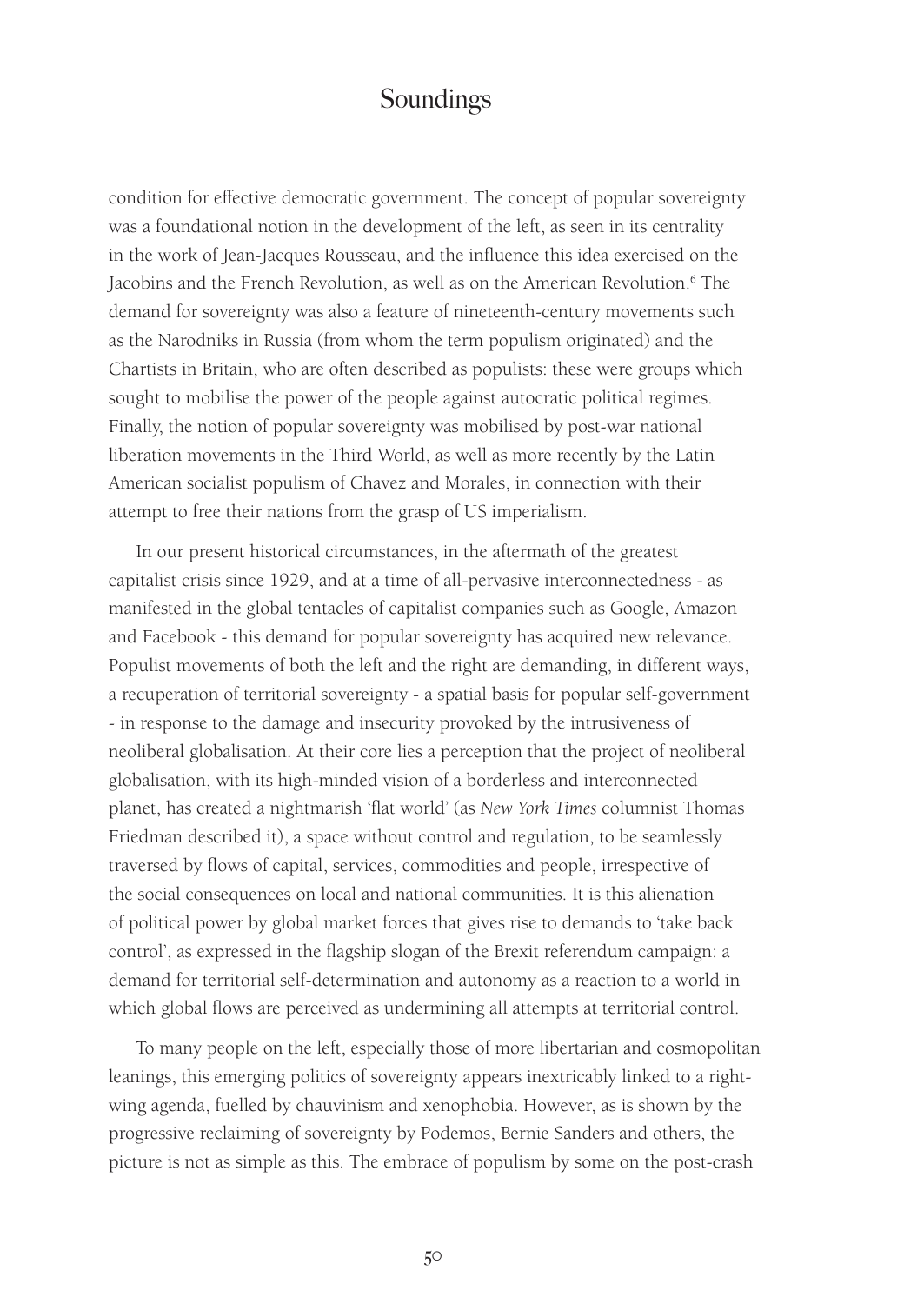condition for effective democratic government. The concept of popular sovereignty was a foundational notion in the development of the left, as seen in its centrality in the work of Jean-Jacques Rousseau, and the influence this idea exercised on the Jacobins and the French Revolution, as well as on the American Revolution.[6] The demand for sovereignty was also a feature of nineteenth-century movements such as the Narodniks in Russia (from whom the term populism originated) and the Chartists in Britain, who are often described as populists: these were groups which sought to mobilise the power of the people against autocratic political regimes. Finally, the notion of popular sovereignty was mobilised by post-war national liberation movements in the Third World, as well as more recently by the Latin American socialist populism of Chavez and Morales, in connection with their attempt to free their nations from the grasp of US imperialism.

In our present historical circumstances, in the aftermath of the greatest capitalist crisis since 1929, and at a time of all-pervasive interconnectedness - as manifested in the global tentacles of capitalist companies such as Google, Amazon and Facebook - this demand for popular sovereignty has acquired new relevance. Populist movements of both the left and the right are demanding, in different ways, a recuperation of territorial sovereignty - a spatial basis for popular self-government - in response to the damage and insecurity provoked by the intrusiveness of neoliberal globalisation. At their core lies a perception that the project of neoliberal globalisation, with its high-minded vision of a borderless and interconnected planet, has created a nightmarish 'flat world' (as *New York Times* columnist Thomas Friedman described it), a space without control and regulation, to be seamlessly traversed by flows of capital, services, commodities and people, irrespective of the social consequences on local and national communities. It is this alienation of political power by global market forces that gives rise to demands to 'take back control', as expressed in the flagship slogan of the Brexit referendum campaign: a demand for territorial self-determination and autonomy as a reaction to a world in which global flows are perceived as undermining all attempts at territorial control.

To many people on the left, especially those of more libertarian and cosmopolitan leanings, this emerging politics of sovereignty appears inextricably linked to a right-wing agenda, fuelled by chauvinism and xenophobia. However, as is shown by the progressive reclaiming of sovereignty by Podemos, Bernie Sanders and others, the picture is not as simple as this. The embrace of populism by some on the post-crash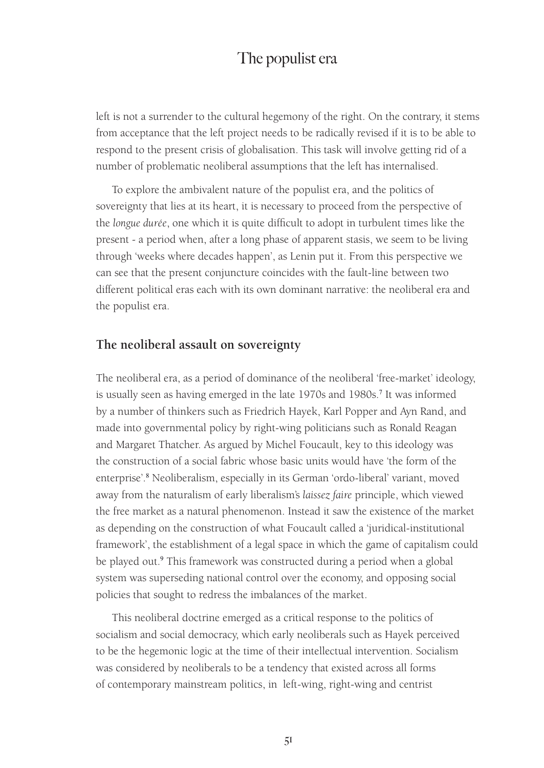left is not a surrender to the cultural hegemony of the right. On the contrary, it stems from acceptance that the left project needs to be radically revised if it is to be able to respond to the present crisis of globalisation. This task will involve getting rid of a number of problematic neoliberal assumptions that the left has internalised.

To explore the ambivalent nature of the populist era, and the politics of sovereignty that lies at its heart, it is necessary to proceed from the perspective of the *longue durée*, one which it is quite difficult to adopt in turbulent times like the present - a period when, after a long phase of apparent stasis, we seem to be living through 'weeks where decades happen', as Lenin put it. From this perspective we can see that the present conjuncture coincides with the fault-line between two different political eras each with its own dominant narrative: the neoliberal era and the populist era.

## The neoliberal assault on sovereignty

The neoliberal era, as a period of dominance of the neoliberal 'free-market' ideology, is usually seen as having emerged in the late 1970s and 1980s.[7] It was informed by a number of thinkers such as Friedrich Hayek, Karl Popper and Ayn Rand, and made into governmental policy by right-wing politicians such as Ronald Reagan and Margaret Thatcher. As argued by Michel Foucault, key to this ideology was the construction of a social fabric whose basic units would have 'the form of the enterprise'.[8] Neoliberalism, especially in its German 'ordo-liberal' variant, moved away from the naturalism of early liberalism's *laissez faire* principle, which viewed the free market as a natural phenomenon. Instead it saw the existence of the market as depending on the construction of what Foucault called a 'juridical-institutional framework', the establishment of a legal space in which the game of capitalism could be played out.[9] This framework was constructed during a period when a global system was superseding national control over the economy, and opposing social policies that sought to redress the imbalances of the market.

This neoliberal doctrine emerged as a critical response to the politics of socialism and social democracy, which early neoliberals such as Hayek perceived to be the hegemonic logic at the time of their intellectual intervention. Socialism was considered by neoliberals to be a tendency that existed across all forms of contemporary mainstream politics, in left-wing, right-wing and centrist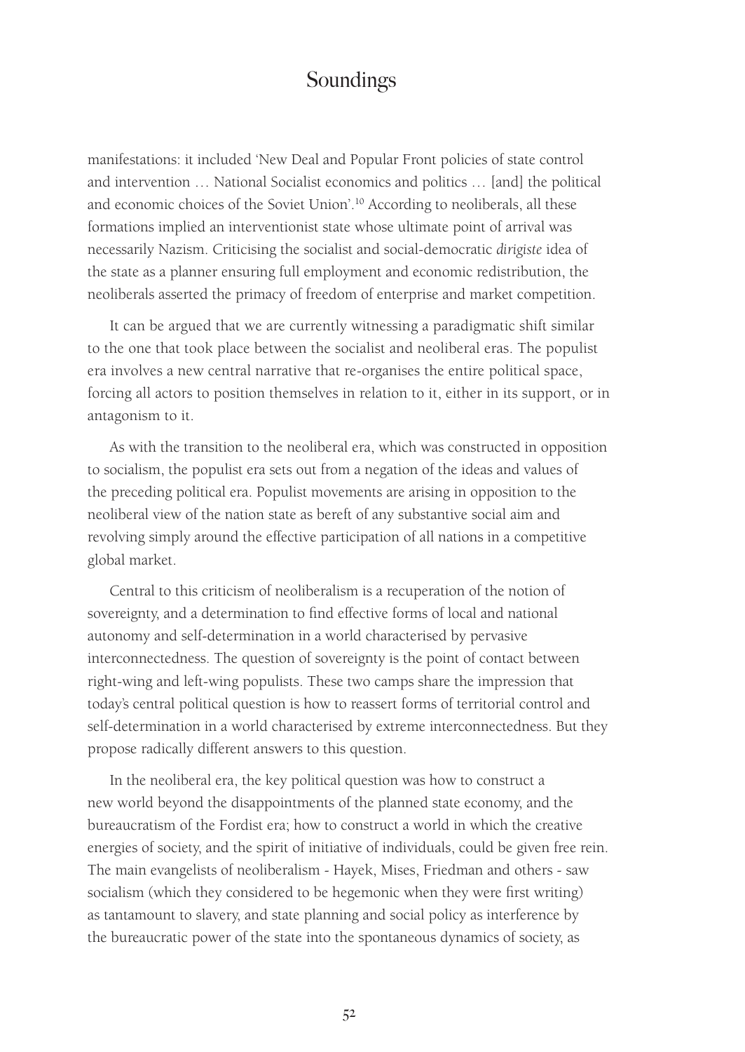manifestations: it included 'New Deal and Popular Front policies of state control and intervention … National Socialist economics and politics … [and] the political and economic choices of the Soviet Union'.[10] According to neoliberals, all these formations implied an interventionist state whose ultimate point of arrival was necessarily Nazism. Criticising the socialist and social-democratic *dirigiste* idea of the state as a planner ensuring full employment and economic redistribution, the neoliberals asserted the primacy of freedom of enterprise and market competition.

It can be argued that we are currently witnessing a paradigmatic shift similar to the one that took place between the socialist and neoliberal eras. The populist era involves a new central narrative that re-organises the entire political space, forcing all actors to position themselves in relation to it, either in its support, or in antagonism to it.

As with the transition to the neoliberal era, which was constructed in opposition to socialism, the populist era sets out from a negation of the ideas and values of the preceding political era. Populist movements are arising in opposition to the neoliberal view of the nation state as bereft of any substantive social aim and revolving simply around the effective participation of all nations in a competitive global market.

Central to this criticism of neoliberalism is a recuperation of the notion of sovereignty, and a determination to find effective forms of local and national autonomy and self-determination in a world characterised by pervasive interconnectedness. The question of sovereignty is the point of contact between right-wing and left-wing populists. These two camps share the impression that today's central political question is how to reassert forms of territorial control and self-determination in a world characterised by extreme interconnectedness. But they propose radically different answers to this question.

In the neoliberal era, the key political question was how to construct a new world beyond the disappointments of the planned state economy, and the bureaucratism of the Fordist era; how to construct a world in which the creative energies of society, and the spirit of initiative of individuals, could be given free rein. The main evangelists of neoliberalism - Hayek, Mises, Friedman and others - saw socialism (which they considered to be hegemonic when they were first writing) as tantamount to slavery, and state planning and social policy as interference by the bureaucratic power of the state into the spontaneous dynamics of society, as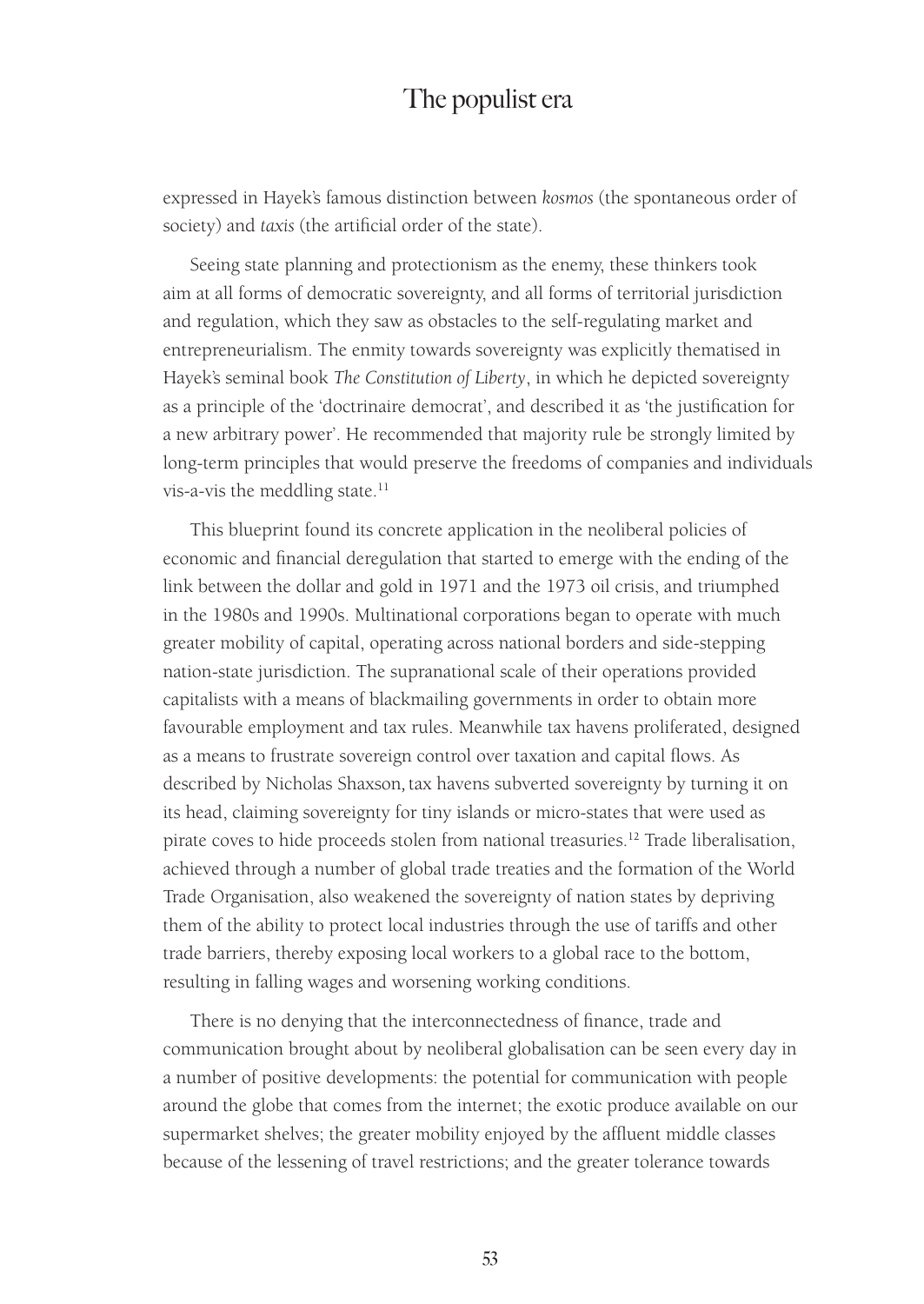expressed in Hayek's famous distinction between *kosmos* (the spontaneous order of society) and *taxis* (the artificial order of the state).

Seeing state planning and protectionism as the enemy, these thinkers took aim at all forms of democratic sovereignty, and all forms of territorial jurisdiction and regulation, which they saw as obstacles to the self-regulating market and entrepreneurialism. The enmity towards sovereignty was explicitly thematised in Hayek's seminal book *The Constitution of Liberty*, in which he depicted sovereignty as a principle of the 'doctrinaire democrat', and described it as 'the justification for a new arbitrary power'. He recommended that majority rule be strongly limited by long-term principles that would preserve the freedoms of companies and individuals vis-a-vis the meddling state.[11]

This blueprint found its concrete application in the neoliberal policies of economic and financial deregulation that started to emerge with the ending of the link between the dollar and gold in 1971 and the 1973 oil crisis, and triumphed in the 1980s and 1990s. Multinational corporations began to operate with much greater mobility of capital, operating across national borders and side-stepping nation-state jurisdiction. The supranational scale of their operations provided capitalists with a means of blackmailing governments in order to obtain more favourable employment and tax rules. Meanwhile tax havens proliferated, designed as a means to frustrate sovereign control over taxation and capital flows. As described by Nicholas Shaxson, tax havens subverted sovereignty by turning it on its head, claiming sovereignty for tiny islands or micro-states that were used as pirate coves to hide proceeds stolen from national treasuries.[12] Trade liberalisation, achieved through a number of global trade treaties and the formation of the World Trade Organisation, also weakened the sovereignty of nation states by depriving them of the ability to protect local industries through the use of tariffs and other trade barriers, thereby exposing local workers to a global race to the bottom, resulting in falling wages and worsening working conditions.

There is no denying that the interconnectedness of finance, trade and communication brought about by neoliberal globalisation can be seen every day in a number of positive developments: the potential for communication with people around the globe that comes from the internet; the exotic produce available on our supermarket shelves; the greater mobility enjoyed by the affluent middle classes because of the lessening of travel restrictions; and the greater tolerance towards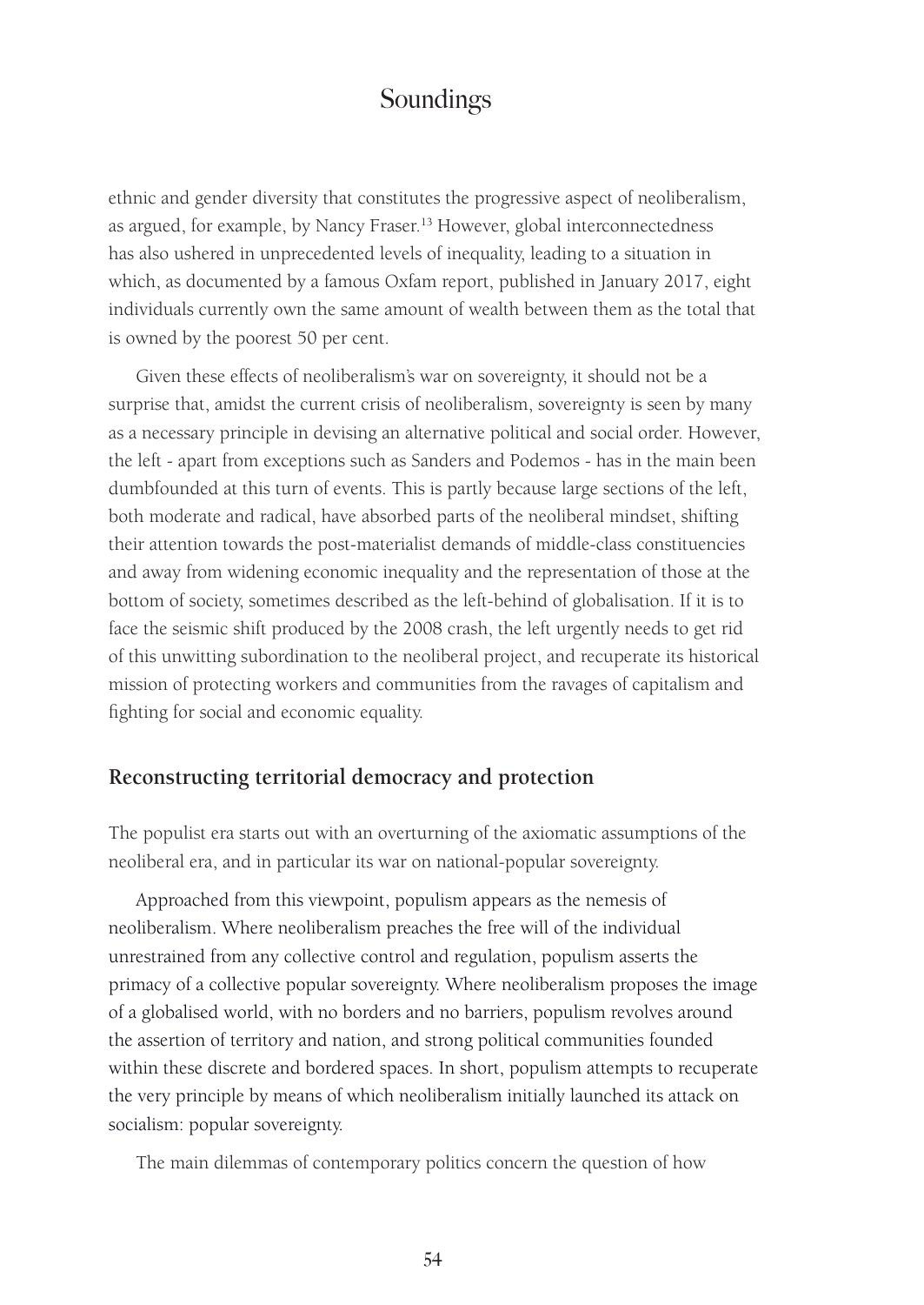ethnic and gender diversity that constitutes the progressive aspect of neoliberalism, as argued, for example, by Nancy Fraser.[13] However, global interconnectedness has also ushered in unprecedented levels of inequality, leading to a situation in which, as documented by a famous Oxfam report, published in January 2017, eight individuals currently own the same amount of wealth between them as the total that is owned by the poorest 50 per cent.

Given these effects of neoliberalism's war on sovereignty, it should not be a surprise that, amidst the current crisis of neoliberalism, sovereignty is seen by many as a necessary principle in devising an alternative political and social order. However, the left - apart from exceptions such as Sanders and Podemos - has in the main been dumbfounded at this turn of events. This is partly because large sections of the left, both moderate and radical, have absorbed parts of the neoliberal mindset, shifting their attention towards the post-materialist demands of middle-class constituencies and away from widening economic inequality and the representation of those at the bottom of society, sometimes described as the left-behind of globalisation. If it is to face the seismic shift produced by the 2008 crash, the left urgently needs to get rid of this unwitting subordination to the neoliberal project, and recuperate its historical mission of protecting workers and communities from the ravages of capitalism and fighting for social and economic equality.

## Reconstructing territorial democracy and protection

The populist era starts out with an overturning of the axiomatic assumptions of the neoliberal era, and in particular its war on national-popular sovereignty.

Approached from this viewpoint, populism appears as the nemesis of neoliberalism. Where neoliberalism preaches the free will of the individual unrestrained from any collective control and regulation, populism asserts the primacy of a collective popular sovereignty. Where neoliberalism proposes the image of a globalised world, with no borders and no barriers, populism revolves around the assertion of territory and nation, and strong political communities founded within these discrete and bordered spaces. In short, populism attempts to recuperate the very principle by means of which neoliberalism initially launched its attack on socialism: popular sovereignty.

The main dilemmas of contemporary politics concern the question of how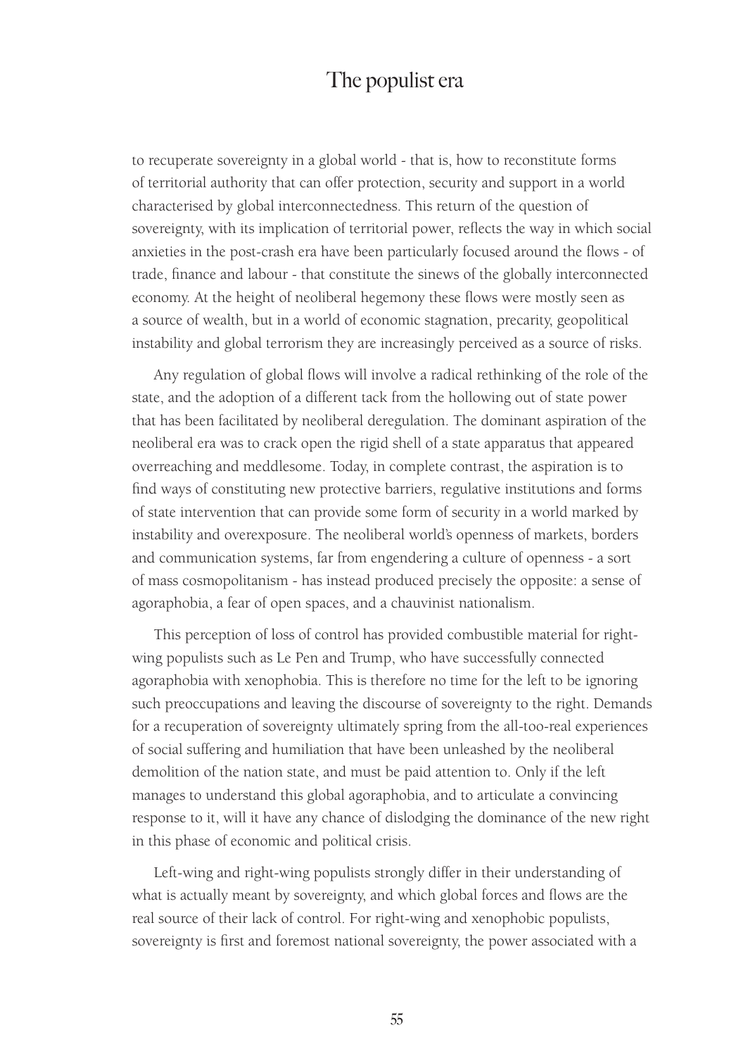to recuperate sovereignty in a global world - that is, how to reconstitute forms of territorial authority that can offer protection, security and support in a world characterised by global interconnectedness. This return of the question of sovereignty, with its implication of territorial power, reflects the way in which social anxieties in the post-crash era have been particularly focused around the flows - of trade, finance and labour - that constitute the sinews of the globally interconnected economy. At the height of neoliberal hegemony these flows were mostly seen as a source of wealth, but in a world of economic stagnation, precarity, geopolitical instability and global terrorism they are increasingly perceived as a source of risks.

Any regulation of global flows will involve a radical rethinking of the role of the state, and the adoption of a different tack from the hollowing out of state power that has been facilitated by neoliberal deregulation. The dominant aspiration of the neoliberal era was to crack open the rigid shell of a state apparatus that appeared overreaching and meddlesome. Today, in complete contrast, the aspiration is to find ways of constituting new protective barriers, regulative institutions and forms of state intervention that can provide some form of security in a world marked by instability and overexposure. The neoliberal world's openness of markets, borders and communication systems, far from engendering a culture of openness - a sort of mass cosmopolitanism - has instead produced precisely the opposite: a sense of agoraphobia, a fear of open spaces, and a chauvinist nationalism.

This perception of loss of control has provided combustible material for right-wing populists such as Le Pen and Trump, who have successfully connected agoraphobia with xenophobia. This is therefore no time for the left to be ignoring such preoccupations and leaving the discourse of sovereignty to the right. Demands for a recuperation of sovereignty ultimately spring from the all-too-real experiences of social suffering and humiliation that have been unleashed by the neoliberal demolition of the nation state, and must be paid attention to. Only if the left manages to understand this global agoraphobia, and to articulate a convincing response to it, will it have any chance of dislodging the dominance of the new right in this phase of economic and political crisis.

Left-wing and right-wing populists strongly differ in their understanding of what is actually meant by sovereignty, and which global forces and flows are the real source of their lack of control. For right-wing and xenophobic populists, sovereignty is first and foremost national sovereignty, the power associated with a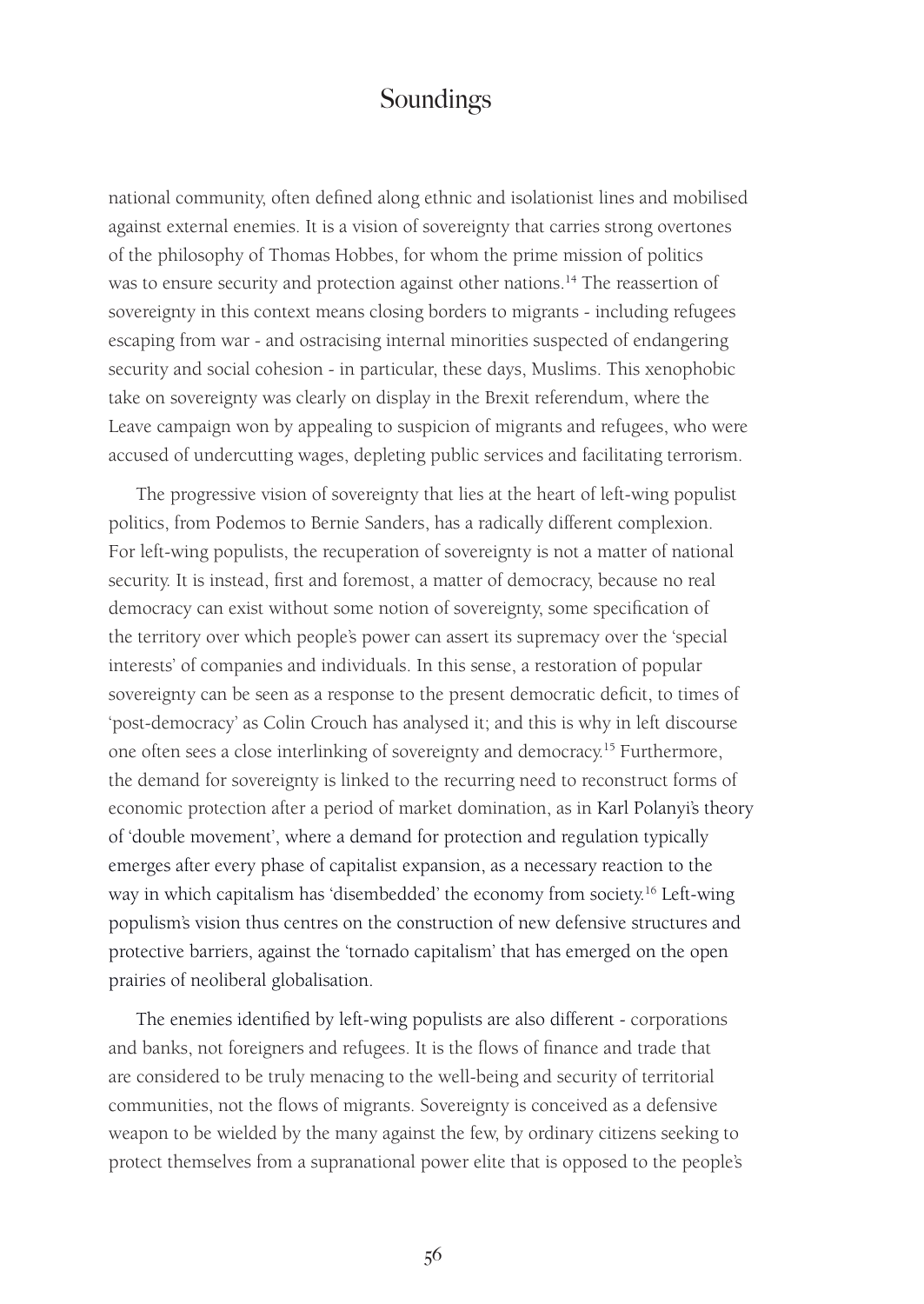national community, often defined along ethnic and isolationist lines and mobilised against external enemies. It is a vision of sovereignty that carries strong overtones of the philosophy of Thomas Hobbes, for whom the prime mission of politics was to ensure security and protection against other nations.[14] The reassertion of sovereignty in this context means closing borders to migrants - including refugees escaping from war - and ostracising internal minorities suspected of endangering security and social cohesion - in particular, these days, Muslims. This xenophobic take on sovereignty was clearly on display in the Brexit referendum, where the Leave campaign won by appealing to suspicion of migrants and refugees, who were accused of undercutting wages, depleting public services and facilitating terrorism.

The progressive vision of sovereignty that lies at the heart of left-wing populist politics, from Podemos to Bernie Sanders, has a radically different complexion. For left-wing populists, the recuperation of sovereignty is not a matter of national security. It is instead, first and foremost, a matter of democracy, because no real democracy can exist without some notion of sovereignty, some specification of the territory over which people's power can assert its supremacy over the 'special interests' of companies and individuals. In this sense, a restoration of popular sovereignty can be seen as a response to the present democratic deficit, to times of 'post-democracy' as Colin Crouch has analysed it; and this is why in left discourse one often sees a close interlinking of sovereignty and democracy.[15] Furthermore, the demand for sovereignty is linked to the recurring need to reconstruct forms of economic protection after a period of market domination, as in Karl Polanyi's theory of 'double movement', where a demand for protection and regulation typically emerges after every phase of capitalist expansion, as a necessary reaction to the way in which capitalism has 'disembedded' the economy from society.[16] Left-wing populism's vision thus centres on the construction of new defensive structures and protective barriers, against the 'tornado capitalism' that has emerged on the open prairies of neoliberal globalisation.

The enemies identified by left-wing populists are also different - corporations and banks, not foreigners and refugees. It is the flows of finance and trade that are considered to be truly menacing to the well-being and security of territorial communities, not the flows of migrants. Sovereignty is conceived as a defensive weapon to be wielded by the many against the few, by ordinary citizens seeking to protect themselves from a supranational power elite that is opposed to the people's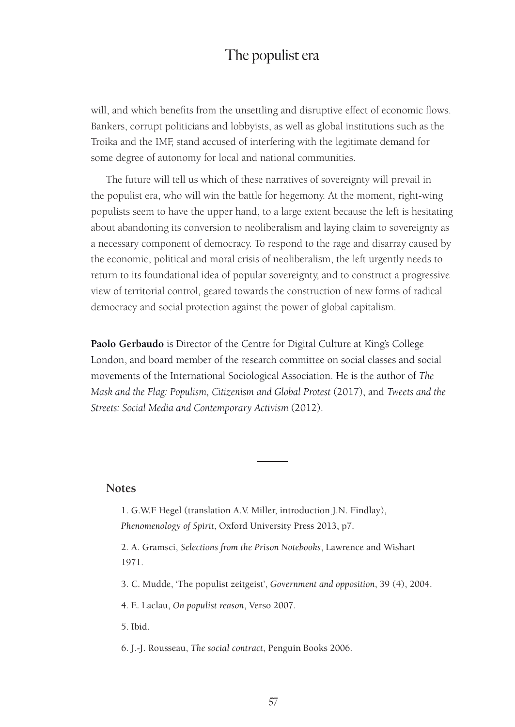will, and which benefits from the unsettling and disruptive effect of economic flows. Bankers, corrupt politicians and lobbyists, as well as global institutions such as the Troika and the IMF, stand accused of interfering with the legitimate demand for some degree of autonomy for local and national communities.

The future will tell us which of these narratives of sovereignty will prevail in the populist era, who will win the battle for hegemony. At the moment, right-wing populists seem to have the upper hand, to a large extent because the left is hesitating about abandoning its conversion to neoliberalism and laying claim to sovereignty as a necessary component of democracy. To respond to the rage and disarray caused by the economic, political and moral crisis of neoliberalism, the left urgently needs to return to its foundational idea of popular sovereignty, and to construct a progressive view of territorial control, geared towards the construction of new forms of radical democracy and social protection against the power of global capitalism.

**Paolo Gerbaudo** is Director of the Centre for Digital Culture at King's College London, and board member of the research committee on social classes and social movements of the International Sociological Association. He is the author of *The Mask and the Flag: Populism, Citizenism and Global Protest* (2017), and *Tweets and the Streets: Social Media and Contemporary Activism* (2012).

---

## Notes

1. G.W.F Hegel (translation A.V. Miller, introduction J.N. Findlay), *Phenomenology of Spirit*, Oxford University Press 2013, p7.

2. A. Gramsci, *Selections from the Prison Notebooks*, Lawrence and Wishart 1971.

3. C. Mudde, 'The populist zeitgeist', *Government and opposition*, 39 (4), 2004.

4. E. Laclau, *On populist reason*, Verso 2007.

5. Ibid.

6. J.-J. Rousseau, *The social contract*, Penguin Books 2006.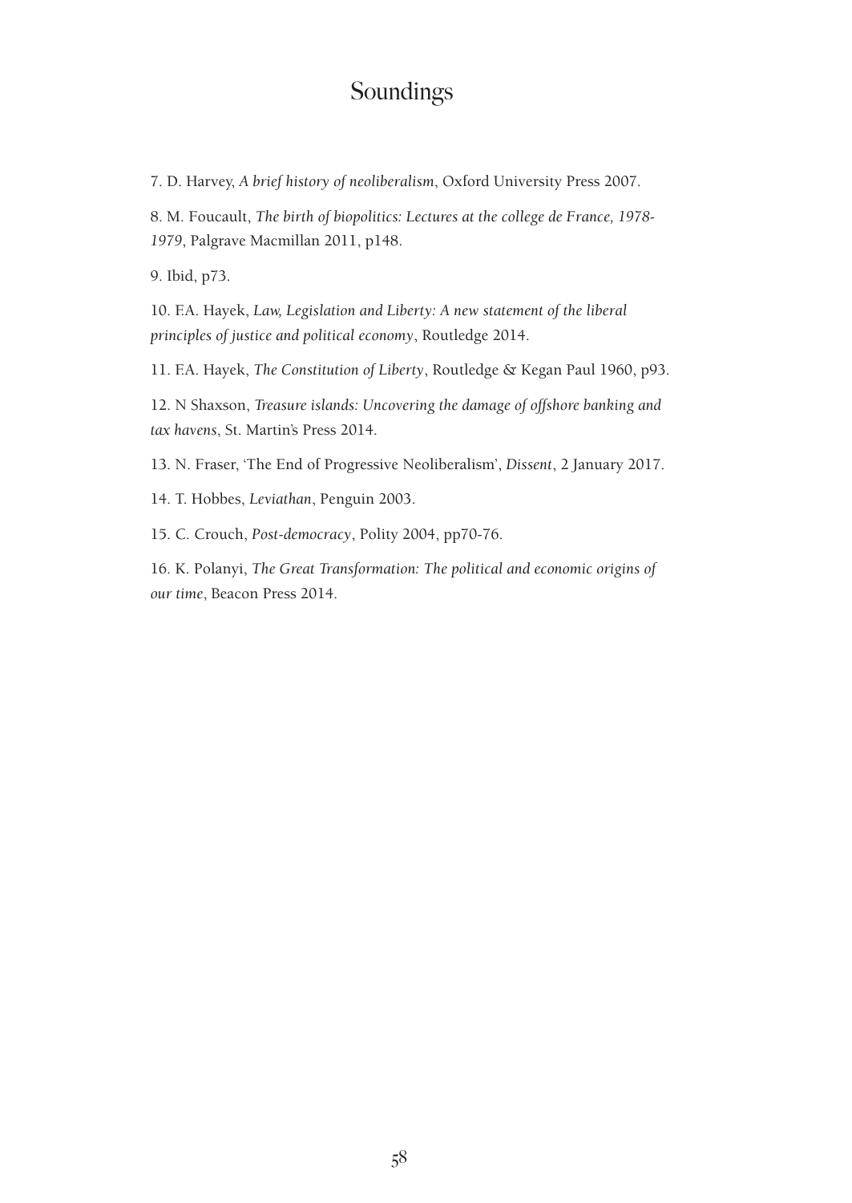7. D. Harvey, *A brief history of neoliberalism*, Oxford University Press 2007.

8. M. Foucault, *The birth of biopolitics: Lectures at the college de France, 1978-1979*, Palgrave Macmillan 2011, p148.

9. Ibid, p73.

10. F.A. Hayek, *Law, Legislation and Liberty: A new statement of the liberal principles of justice and political economy*, Routledge 2014.

11. F.A. Hayek, *The Constitution of Liberty*, Routledge & Kegan Paul 1960, p93.

12. N Shaxson, *Treasure islands: Uncovering the damage of offshore banking and tax havens*, St. Martin's Press 2014.

13. N. Fraser, 'The End of Progressive Neoliberalism', *Dissent*, 2 January 2017.

14. T. Hobbes, *Leviathan*, Penguin 2003.

15. C. Crouch, *Post-democracy*, Polity 2004, pp70-76.

16. K. Polanyi, *The Great Transformation: The political and economic origins of our time*, Beacon Press 2014.